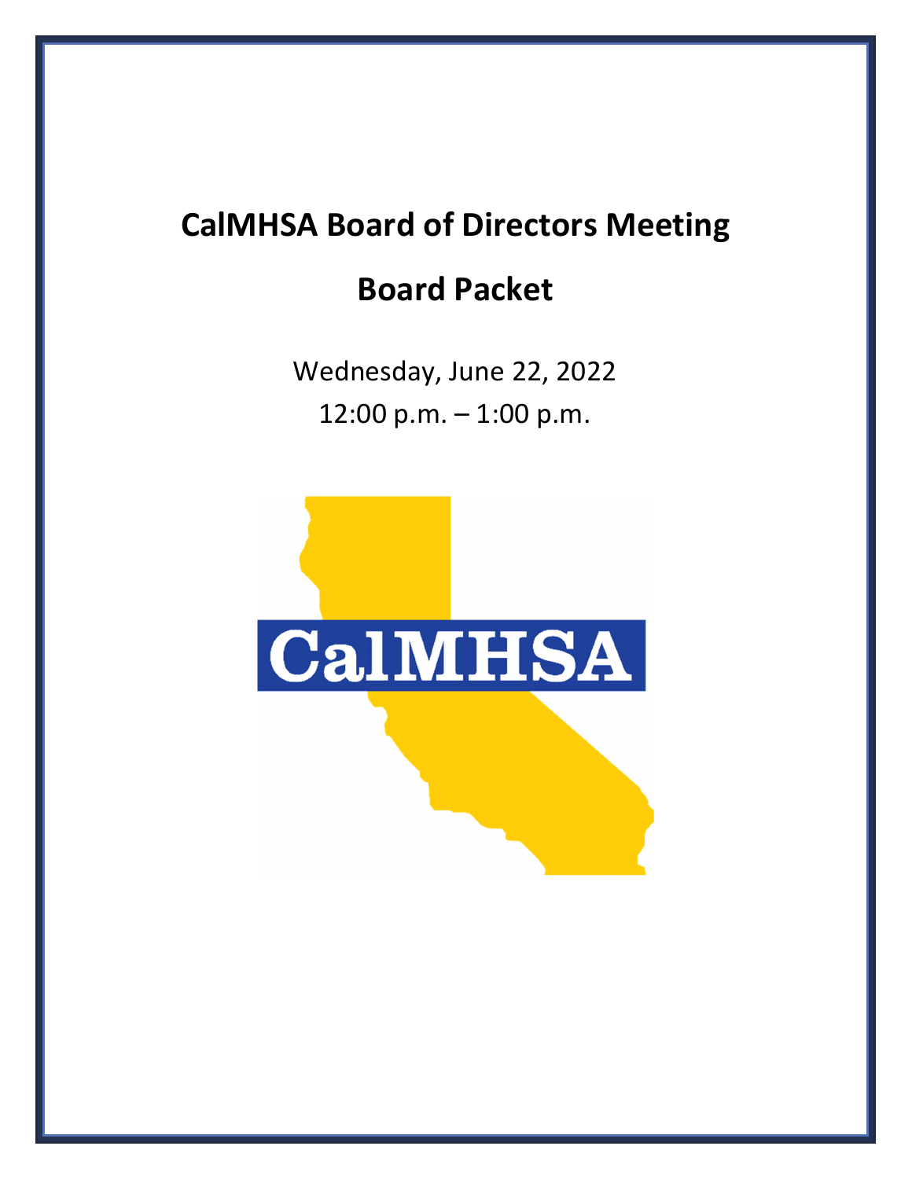# CalMHSA Board of Directors Meeting

## Board Packet

Wednesday, June 22, 2022

12:00 p.m. – 1:00 p.m.

CalMHSA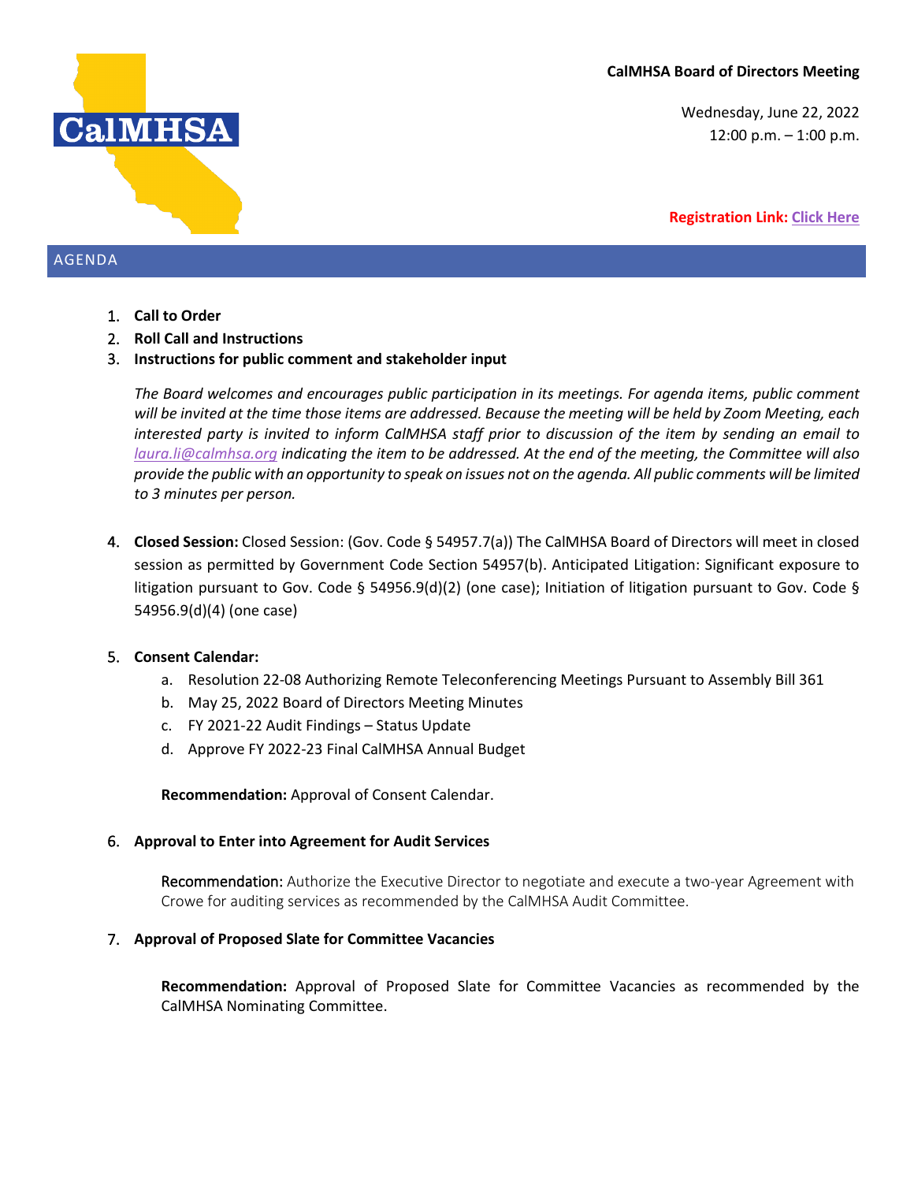**CalMHSA Board of Directors Meeting**

Wednesday, June 22, 2022
12:00 p.m. – 1:00 p.m.

**Registration Link: Click Here**

## AGENDA

1. **Call to Order**
2. **Roll Call and Instructions**
3. **Instructions for public comment and stakeholder input**

   *The Board welcomes and encourages public participation in its meetings. For agenda items, public comment will be invited at the time those items are addressed. Because the meeting will be held by Zoom Meeting, each interested party is invited to inform CalMHSA staff prior to discussion of the item by sending an email to laura.li@calmhsa.org indicating the item to be addressed. At the end of the meeting, the Committee will also provide the public with an opportunity to speak on issues not on the agenda. All public comments will be limited to 3 minutes per person.*

4. **Closed Session:** Closed Session: (Gov. Code § 54957.7(a)) The CalMHSA Board of Directors will meet in closed session as permitted by Government Code Section 54957(b). Anticipated Litigation: Significant exposure to litigation pursuant to Gov. Code § 54956.9(d)(2) (one case); Initiation of litigation pursuant to Gov. Code § 54956.9(d)(4) (one case)

5. **Consent Calendar:**
   a. Resolution 22-08 Authorizing Remote Teleconferencing Meetings Pursuant to Assembly Bill 361
   b. May 25, 2022 Board of Directors Meeting Minutes
   c. FY 2021-22 Audit Findings – Status Update
   d. Approve FY 2022-23 Final CalMHSA Annual Budget

   **Recommendation:** Approval of Consent Calendar.

6. **Approval to Enter into Agreement for Audit Services**

   **Recommendation:** Authorize the Executive Director to negotiate and execute a two-year Agreement with Crowe for auditing services as recommended by the CalMHSA Audit Committee.

7. **Approval of Proposed Slate for Committee Vacancies**

   **Recommendation:** Approval of Proposed Slate for Committee Vacancies as recommended by the CalMHSA Nominating Committee.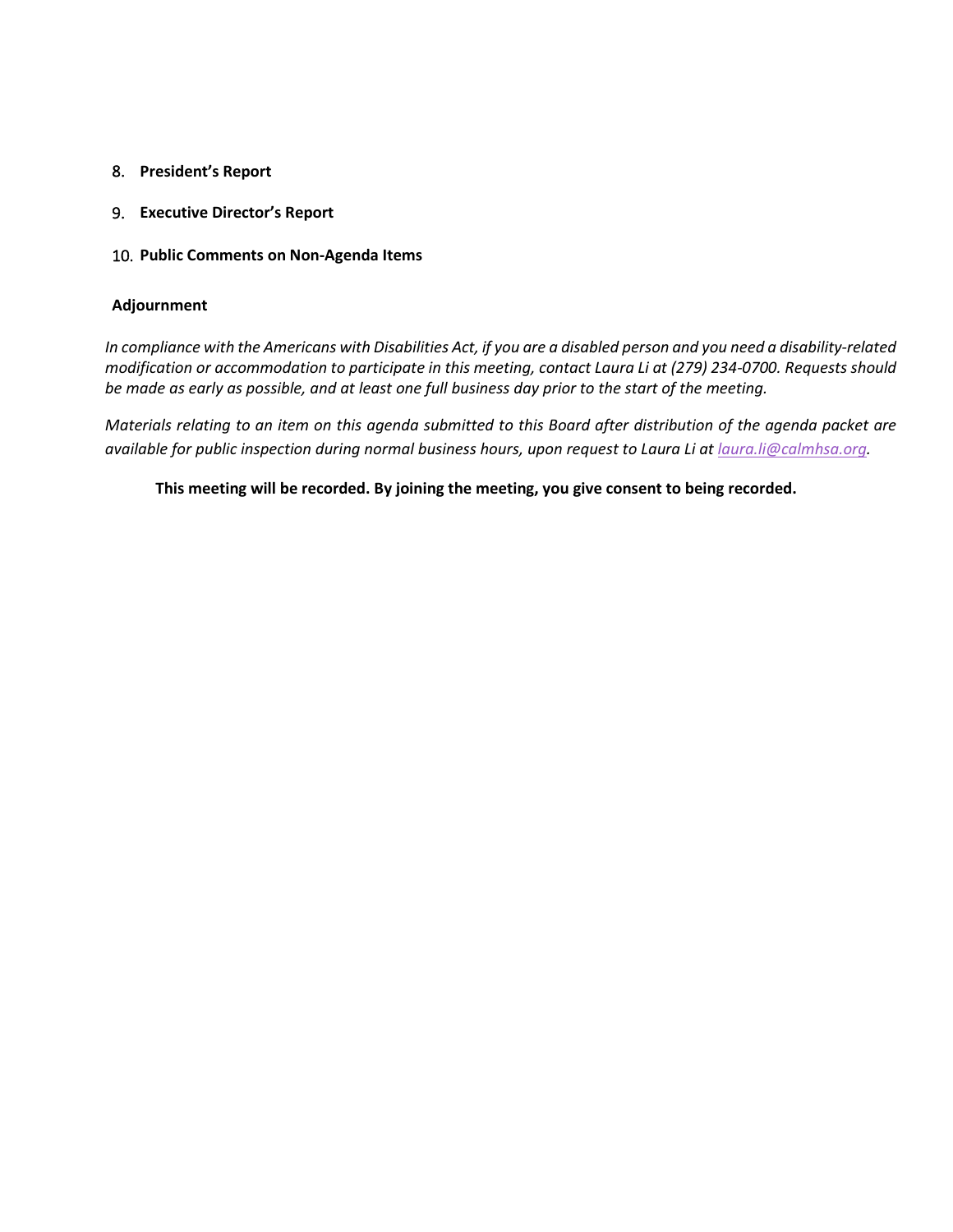8. **President's Report**

9. **Executive Director's Report**

10. **Public Comments on Non-Agenda Items**

**Adjournment**

*In compliance with the Americans with Disabilities Act, if you are a disabled person and you need a disability-related modification or accommodation to participate in this meeting, contact Laura Li at (279) 234-0700. Requests should be made as early as possible, and at least one full business day prior to the start of the meeting.*

*Materials relating to an item on this agenda submitted to this Board after distribution of the agenda packet are available for public inspection during normal business hours, upon request to Laura Li at laura.li@calmhsa.org.*

**This meeting will be recorded. By joining the meeting, you give consent to being recorded.**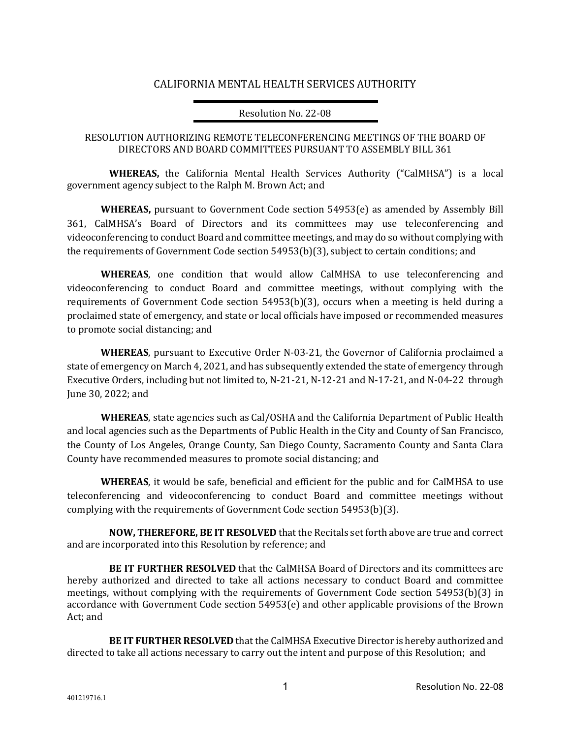# CALIFORNIA MENTAL HEALTH SERVICES AUTHORITY

## Resolution No. 22-08

### RESOLUTION AUTHORIZING REMOTE TELECONFERENCING MEETINGS OF THE BOARD OF DIRECTORS AND BOARD COMMITTEES PURSUANT TO ASSEMBLY BILL 361

**WHEREAS,** the California Mental Health Services Authority ("CalMHSA") is a local government agency subject to the Ralph M. Brown Act; and

**WHEREAS,** pursuant to Government Code section 54953(e) as amended by Assembly Bill 361, CalMHSA's Board of Directors and its committees may use teleconferencing and videoconferencing to conduct Board and committee meetings, and may do so without complying with the requirements of Government Code section 54953(b)(3), subject to certain conditions; and

**WHEREAS**, one condition that would allow CalMHSA to use teleconferencing and videoconferencing to conduct Board and committee meetings, without complying with the requirements of Government Code section 54953(b)(3), occurs when a meeting is held during a proclaimed state of emergency, and state or local officials have imposed or recommended measures to promote social distancing; and

**WHEREAS**, pursuant to Executive Order N-03-21, the Governor of California proclaimed a state of emergency on March 4, 2021, and has subsequently extended the state of emergency through Executive Orders, including but not limited to, N-21-21, N-12-21 and N-17-21, and N-04-22 through June 30, 2022; and

**WHEREAS**, state agencies such as Cal/OSHA and the California Department of Public Health and local agencies such as the Departments of Public Health in the City and County of San Francisco, the County of Los Angeles, Orange County, San Diego County, Sacramento County and Santa Clara County have recommended measures to promote social distancing; and

**WHEREAS**, it would be safe, beneficial and efficient for the public and for CalMHSA to use teleconferencing and videoconferencing to conduct Board and committee meetings without complying with the requirements of Government Code section 54953(b)(3).

**NOW, THEREFORE, BE IT RESOLVED** that the Recitals set forth above are true and correct and are incorporated into this Resolution by reference; and

**BE IT FURTHER RESOLVED** that the CalMHSA Board of Directors and its committees are hereby authorized and directed to take all actions necessary to conduct Board and committee meetings, without complying with the requirements of Government Code section 54953(b)(3) in accordance with Government Code section 54953(e) and other applicable provisions of the Brown Act; and

**BE IT FURTHER RESOLVED** that the CalMHSA Executive Director is hereby authorized and directed to take all actions necessary to carry out the intent and purpose of this Resolution; and

401219716.1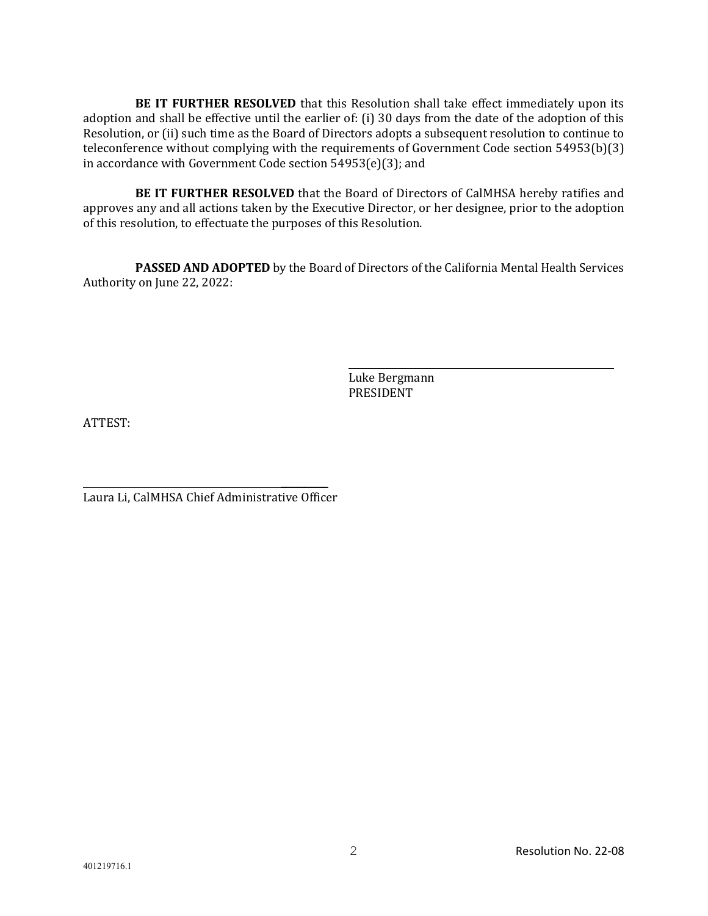**BE IT FURTHER RESOLVED** that this Resolution shall take effect immediately upon its adoption and shall be effective until the earlier of: (i) 30 days from the date of the adoption of this Resolution, or (ii) such time as the Board of Directors adopts a subsequent resolution to continue to teleconference without complying with the requirements of Government Code section 54953(b)(3) in accordance with Government Code section 54953(e)(3); and

**BE IT FURTHER RESOLVED** that the Board of Directors of CalMHSA hereby ratifies and approves any and all actions taken by the Executive Director, or her designee, prior to the adoption of this resolution, to effectuate the purposes of this Resolution.

**PASSED AND ADOPTED** by the Board of Directors of the California Mental Health Services Authority on June 22, 2022:

\_\_\_\_\_\_\_\_\_\_\_\_\_\_\_\_\_\_\_\_\_\_\_\_\_\_\_\_\_\_\_\_\_\_\_\_\_\_\_\_
Luke Bergmann
PRESIDENT

ATTEST:

\_\_\_\_\_\_\_\_\_\_\_\_\_\_\_\_\_\_\_\_\_\_\_\_\_\_\_\_\_\_\_\_\_\_\_\_\_\_\_\_
Laura Li, CalMHSA Chief Administrative Officer

Resolution No. 22-08

401219716.1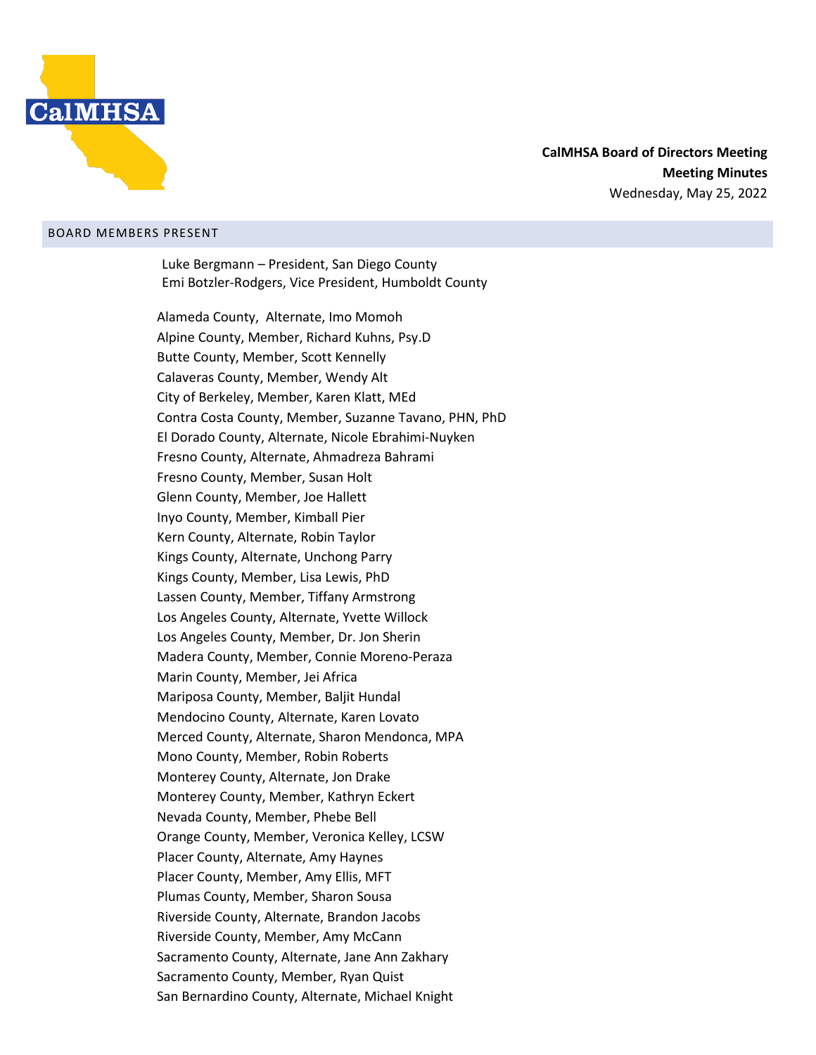**CalMHSA Board of Directors Meeting**
**Meeting Minutes**
Wednesday, May 25, 2022

## BOARD MEMBERS PRESENT

Luke Bergmann – President, San Diego County
Emi Botzler-Rodgers, Vice President, Humboldt County

Alameda County, Alternate, Imo Momoh
Alpine County, Member, Richard Kuhns, Psy.D
Butte County, Member, Scott Kennelly
Calaveras County, Member, Wendy Alt
City of Berkeley, Member, Karen Klatt, MEd
Contra Costa County, Member, Suzanne Tavano, PHN, PhD
El Dorado County, Alternate, Nicole Ebrahimi-Nuyken
Fresno County, Alternate, Ahmadreza Bahrami
Fresno County, Member, Susan Holt
Glenn County, Member, Joe Hallett
Inyo County, Member, Kimball Pier
Kern County, Alternate, Robin Taylor
Kings County, Alternate, Unchong Parry
Kings County, Member, Lisa Lewis, PhD
Lassen County, Member, Tiffany Armstrong
Los Angeles County, Alternate, Yvette Willock
Los Angeles County, Member, Dr. Jon Sherin
Madera County, Member, Connie Moreno-Peraza
Marin County, Member, Jei Africa
Mariposa County, Member, Baljit Hundal
Mendocino County, Alternate, Karen Lovato
Merced County, Alternate, Sharon Mendonca, MPA
Mono County, Member, Robin Roberts
Monterey County, Alternate, Jon Drake
Monterey County, Member, Kathryn Eckert
Nevada County, Member, Phebe Bell
Orange County, Member, Veronica Kelley, LCSW
Placer County, Alternate, Amy Haynes
Placer County, Member, Amy Ellis, MFT
Plumas County, Member, Sharon Sousa
Riverside County, Alternate, Brandon Jacobs
Riverside County, Member, Amy McCann
Sacramento County, Alternate, Jane Ann Zakhary
Sacramento County, Member, Ryan Quist
San Bernardino County, Alternate, Michael Knight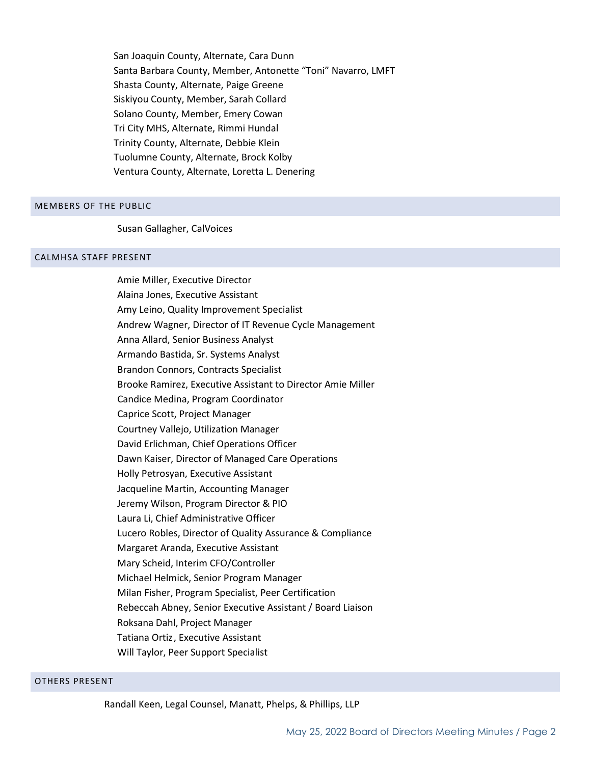San Joaquin County, Alternate, Cara Dunn
Santa Barbara County, Member, Antonette "Toni" Navarro, LMFT
Shasta County, Alternate, Paige Greene
Siskiyou County, Member, Sarah Collard
Solano County, Member, Emery Cowan
Tri City MHS, Alternate, Rimmi Hundal
Trinity County, Alternate, Debbie Klein
Tuolumne County, Alternate, Brock Kolby
Ventura County, Alternate, Loretta L. Denering

## MEMBERS OF THE PUBLIC

Susan Gallagher, CalVoices

## CALMHSA STAFF PRESENT

Amie Miller, Executive Director
Alaina Jones, Executive Assistant
Amy Leino, Quality Improvement Specialist
Andrew Wagner, Director of IT Revenue Cycle Management
Anna Allard, Senior Business Analyst
Armando Bastida, Sr. Systems Analyst
Brandon Connors, Contracts Specialist
Brooke Ramirez, Executive Assistant to Director Amie Miller
Candice Medina, Program Coordinator
Caprice Scott, Project Manager
Courtney Vallejo, Utilization Manager
David Erlichman, Chief Operations Officer
Dawn Kaiser, Director of Managed Care Operations
Holly Petrosyan, Executive Assistant
Jacqueline Martin, Accounting Manager
Jeremy Wilson, Program Director & PIO
Laura Li, Chief Administrative Officer
Lucero Robles, Director of Quality Assurance & Compliance
Margaret Aranda, Executive Assistant
Mary Scheid, Interim CFO/Controller
Michael Helmick, Senior Program Manager
Milan Fisher, Program Specialist, Peer Certification
Rebeccah Abney, Senior Executive Assistant / Board Liaison
Roksana Dahl, Project Manager
Tatiana Ortiz, Executive Assistant
Will Taylor, Peer Support Specialist

## OTHERS PRESENT

Randall Keen, Legal Counsel, Manatt, Phelps, & Phillips, LLP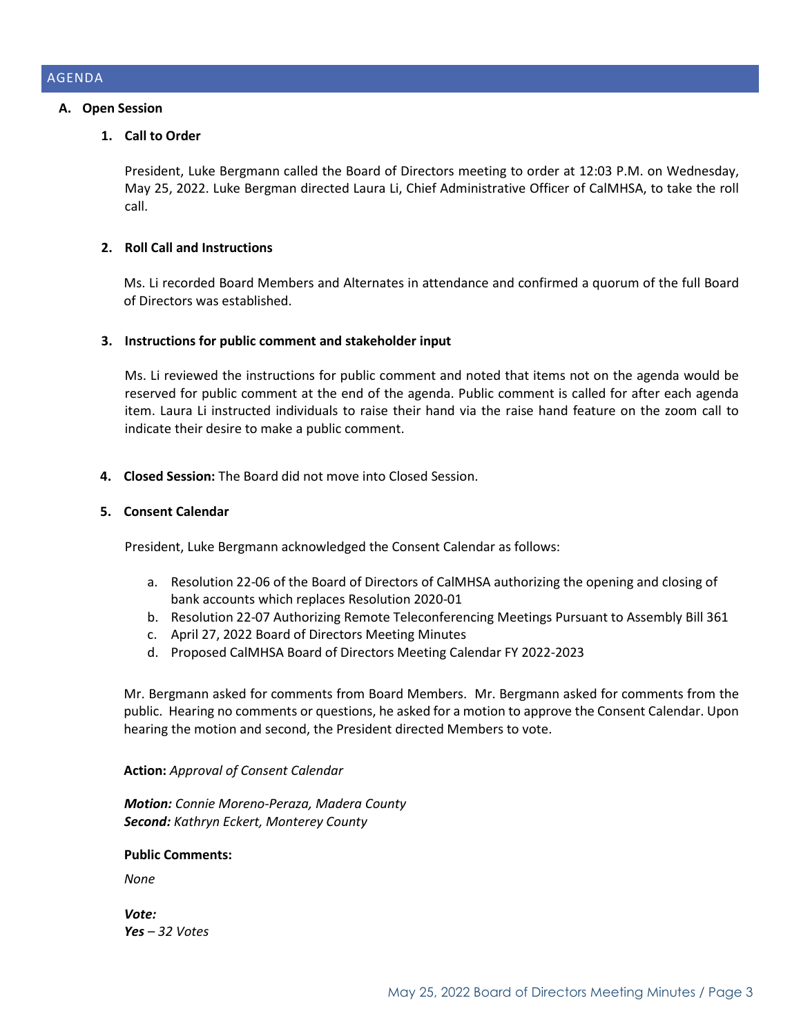## AGENDA

### A. Open Session

#### 1. Call to Order

President, Luke Bergmann called the Board of Directors meeting to order at 12:03 P.M. on Wednesday, May 25, 2022. Luke Bergman directed Laura Li, Chief Administrative Officer of CalMHSA, to take the roll call.

#### 2. Roll Call and Instructions

Ms. Li recorded Board Members and Alternates in attendance and confirmed a quorum of the full Board of Directors was established.

#### 3. Instructions for public comment and stakeholder input

Ms. Li reviewed the instructions for public comment and noted that items not on the agenda would be reserved for public comment at the end of the agenda. Public comment is called for after each agenda item. Laura Li instructed individuals to raise their hand via the raise hand feature on the zoom call to indicate their desire to make a public comment.

#### 4. Closed Session: The Board did not move into Closed Session.

#### 5. Consent Calendar

President, Luke Bergmann acknowledged the Consent Calendar as follows:

a. Resolution 22-06 of the Board of Directors of CalMHSA authorizing the opening and closing of bank accounts which replaces Resolution 2020-01
b. Resolution 22-07 Authorizing Remote Teleconferencing Meetings Pursuant to Assembly Bill 361
c. April 27, 2022 Board of Directors Meeting Minutes
d. Proposed CalMHSA Board of Directors Meeting Calendar FY 2022-2023

Mr. Bergmann asked for comments from Board Members. Mr. Bergmann asked for comments from the public. Hearing no comments or questions, he asked for a motion to approve the Consent Calendar. Upon hearing the motion and second, the President directed Members to vote.

**Action:** *Approval of Consent Calendar*

***Motion:*** *Connie Moreno-Peraza, Madera County*
***Second:*** *Kathryn Eckert, Monterey County*

**Public Comments:**

*None*

***Vote:***
***Yes*** *– 32 Votes*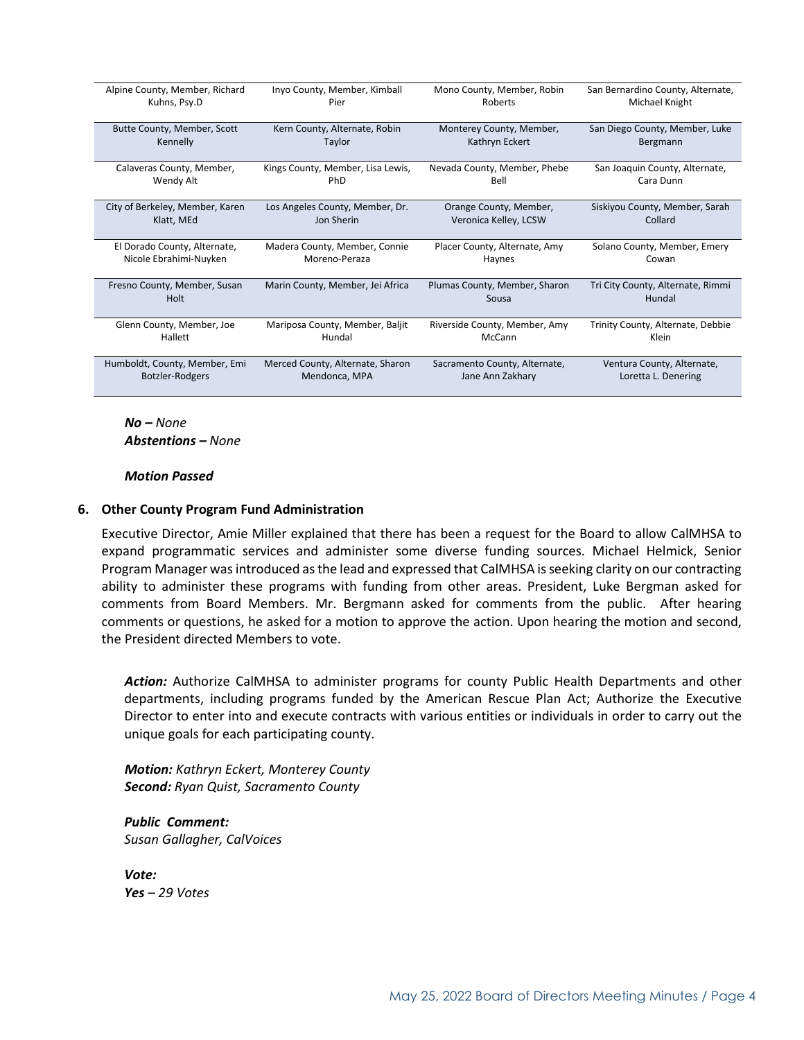| | | | |
|---|---|---|---|
| Alpine County, Member, Richard Kuhns, Psy.D | Inyo County, Member, Kimball Pier | Mono County, Member, Robin Roberts | San Bernardino County, Alternate, Michael Knight |
| Butte County, Member, Scott Kennelly | Kern County, Alternate, Robin Taylor | Monterey County, Member, Kathryn Eckert | San Diego County, Member, Luke Bergmann |
| Calaveras County, Member, Wendy Alt | Kings County, Member, Lisa Lewis, PhD | Nevada County, Member, Phebe Bell | San Joaquin County, Alternate, Cara Dunn |
| City of Berkeley, Member, Karen Klatt, MEd | Los Angeles County, Member, Dr. Jon Sherin | Orange County, Member, Veronica Kelley, LCSW | Siskiyou County, Member, Sarah Collard |
| El Dorado County, Alternate, Nicole Ebrahimi-Nuyken | Madera County, Member, Connie Moreno-Peraza | Placer County, Alternate, Amy Haynes | Solano County, Member, Emery Cowan |
| Fresno County, Member, Susan Holt | Marin County, Member, Jei Africa | Plumas County, Member, Sharon Sousa | Tri City County, Alternate, Rimmi Hundal |
| Glenn County, Member, Joe Hallett | Mariposa County, Member, Baljit Hundal | Riverside County, Member, Amy McCann | Trinity County, Alternate, Debbie Klein |
| Humboldt, County, Member, Emi Botzler-Rodgers | Merced County, Alternate, Sharon Mendonca, MPA | Sacramento County, Alternate, Jane Ann Zakhary | Ventura County, Alternate, Loretta L. Denering |

***No –*** *None*
***Abstentions –*** *None*

***Motion Passed***

**6. Other County Program Fund Administration**

Executive Director, Amie Miller explained that there has been a request for the Board to allow CalMHSA to expand programmatic services and administer some diverse funding sources. Michael Helmick, Senior Program Manager was introduced as the lead and expressed that CalMHSA is seeking clarity on our contracting ability to administer these programs with funding from other areas. President, Luke Bergman asked for comments from Board Members. Mr. Bergmann asked for comments from the public. After hearing comments or questions, he asked for a motion to approve the action. Upon hearing the motion and second, the President directed Members to vote.

***Action:*** Authorize CalMHSA to administer programs for county Public Health Departments and other departments, including programs funded by the American Rescue Plan Act; Authorize the Executive Director to enter into and execute contracts with various entities or individuals in order to carry out the unique goals for each participating county.

***Motion:*** *Kathryn Eckert, Monterey County*
***Second:*** *Ryan Quist, Sacramento County*

***Public Comment:***
*Susan Gallagher, CalVoices*

***Vote:***
***Yes*** *– 29 Votes*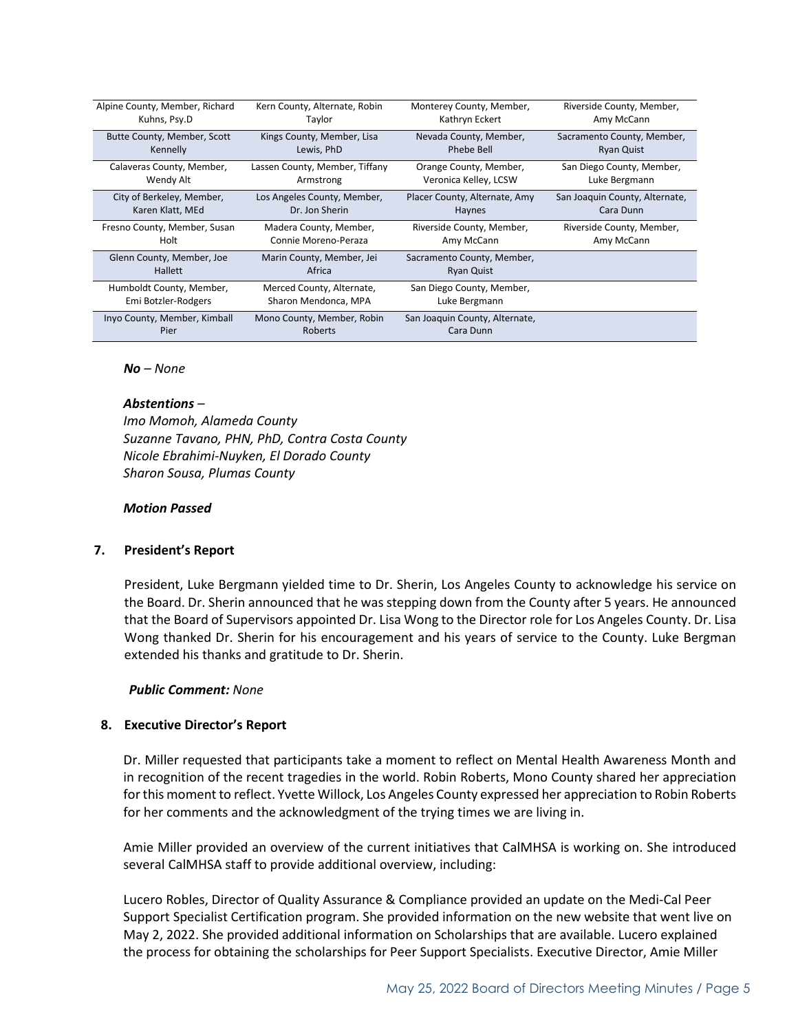| | | | |
|---|---|---|---|
| Alpine County, Member, Richard Kuhns, Psy.D | Kern County, Alternate, Robin Taylor | Monterey County, Member, Kathryn Eckert | Riverside County, Member, Amy McCann |
| Butte County, Member, Scott Kennelly | Kings County, Member, Lisa Lewis, PhD | Nevada County, Member, Phebe Bell | Sacramento County, Member, Ryan Quist |
| Calaveras County, Member, Wendy Alt | Lassen County, Member, Tiffany Armstrong | Orange County, Member, Veronica Kelley, LCSW | San Diego County, Member, Luke Bergmann |
| City of Berkeley, Member, Karen Klatt, MEd | Los Angeles County, Member, Dr. Jon Sherin | Placer County, Alternate, Amy Haynes | San Joaquin County, Alternate, Cara Dunn |
| Fresno County, Member, Susan Holt | Madera County, Member, Connie Moreno-Peraza | Riverside County, Member, Amy McCann | Riverside County, Member, Amy McCann |
| Glenn County, Member, Joe Hallett | Marin County, Member, Jei Africa | Sacramento County, Member, Ryan Quist | |
| Humboldt County, Member, Emi Botzler-Rodgers | Merced County, Alternate, Sharon Mendonca, MPA | San Diego County, Member, Luke Bergmann | |
| Inyo County, Member, Kimball Pier | Mono County, Member, Robin Roberts | San Joaquin County, Alternate, Cara Dunn | |

***No** – None*

***Abstentions** –*
*Imo Momoh, Alameda County*
*Suzanne Tavano, PHN, PhD, Contra Costa County*
*Nicole Ebrahimi-Nuyken, El Dorado County*
*Sharon Sousa, Plumas County*

***Motion Passed***

**7. President's Report**

President, Luke Bergmann yielded time to Dr. Sherin, Los Angeles County to acknowledge his service on the Board. Dr. Sherin announced that he was stepping down from the County after 5 years. He announced that the Board of Supervisors appointed Dr. Lisa Wong to the Director role for Los Angeles County. Dr. Lisa Wong thanked Dr. Sherin for his encouragement and his years of service to the County. Luke Bergman extended his thanks and gratitude to Dr. Sherin.

***Public Comment:** None*

**8. Executive Director's Report**

Dr. Miller requested that participants take a moment to reflect on Mental Health Awareness Month and in recognition of the recent tragedies in the world. Robin Roberts, Mono County shared her appreciation for this moment to reflect. Yvette Willock, Los Angeles County expressed her appreciation to Robin Roberts for her comments and the acknowledgment of the trying times we are living in.

Amie Miller provided an overview of the current initiatives that CalMHSA is working on. She introduced several CalMHSA staff to provide additional overview, including:

Lucero Robles, Director of Quality Assurance & Compliance provided an update on the Medi-Cal Peer Support Specialist Certification program. She provided information on the new website that went live on May 2, 2022. She provided additional information on Scholarships that are available. Lucero explained the process for obtaining the scholarships for Peer Support Specialists. Executive Director, Amie Miller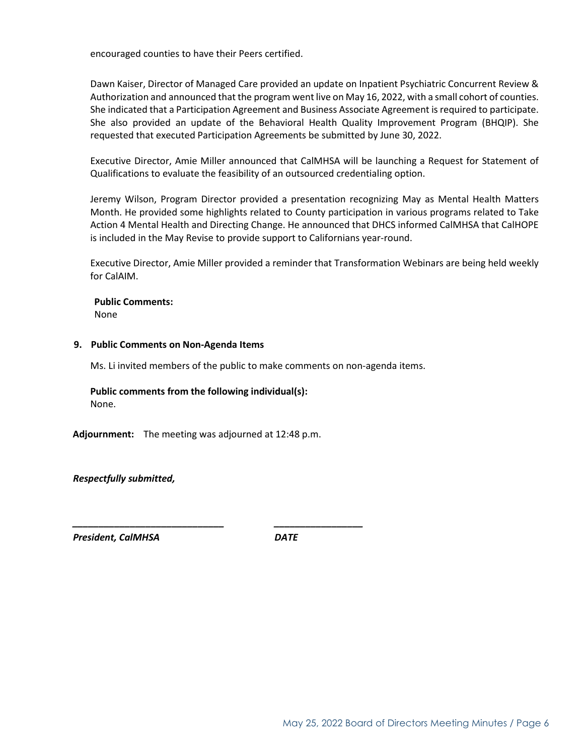encouraged counties to have their Peers certified.

Dawn Kaiser, Director of Managed Care provided an update on Inpatient Psychiatric Concurrent Review & Authorization and announced that the program went live on May 16, 2022, with a small cohort of counties. She indicated that a Participation Agreement and Business Associate Agreement is required to participate. She also provided an update of the Behavioral Health Quality Improvement Program (BHQIP). She requested that executed Participation Agreements be submitted by June 30, 2022.

Executive Director, Amie Miller announced that CalMHSA will be launching a Request for Statement of Qualifications to evaluate the feasibility of an outsourced credentialing option.

Jeremy Wilson, Program Director provided a presentation recognizing May as Mental Health Matters Month. He provided some highlights related to County participation in various programs related to Take Action 4 Mental Health and Directing Change. He announced that DHCS informed CalMHSA that CalHOPE is included in the May Revise to provide support to Californians year-round.

Executive Director, Amie Miller provided a reminder that Transformation Webinars are being held weekly for CalAIM.

**Public Comments:**
None

**9. Public Comments on Non-Agenda Items**

Ms. Li invited members of the public to make comments on non-agenda items.

**Public comments from the following individual(s):**
None.

**Adjournment:** The meeting was adjourned at 12:48 p.m.

***Respectfully submitted,***

_____________________________ _________________

***President, CalMHSA*** ***DATE***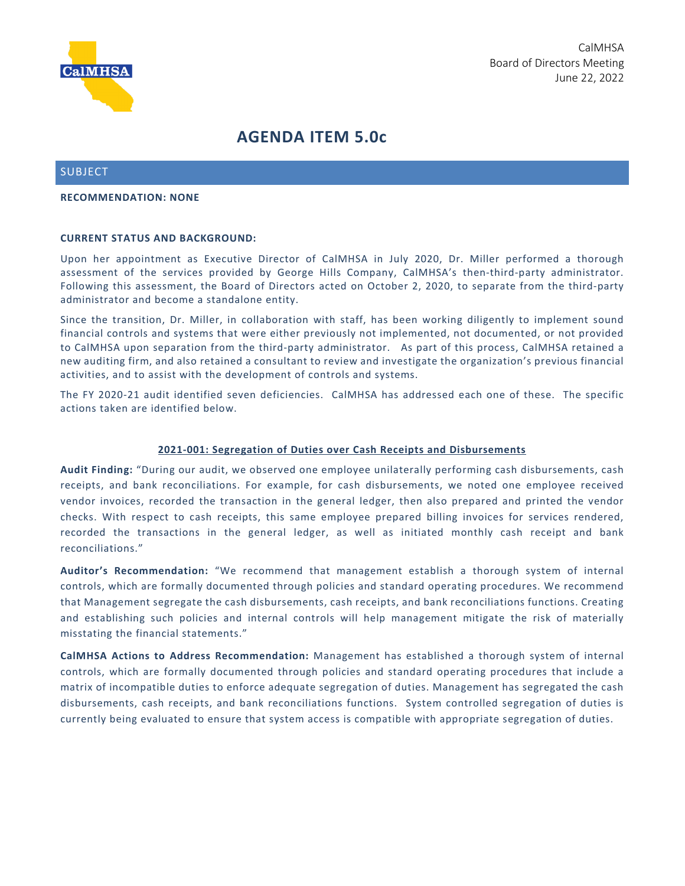CalMHSA
Board of Directors Meeting
June 22, 2022

# AGENDA ITEM 5.0c

## SUBJECT

**RECOMMENDATION: NONE**

**CURRENT STATUS AND BACKGROUND:**

Upon her appointment as Executive Director of CalMHSA in July 2020, Dr. Miller performed a thorough assessment of the services provided by George Hills Company, CalMHSA's then-third-party administrator. Following this assessment, the Board of Directors acted on October 2, 2020, to separate from the third-party administrator and become a standalone entity.

Since the transition, Dr. Miller, in collaboration with staff, has been working diligently to implement sound financial controls and systems that were either previously not implemented, not documented, or not provided to CalMHSA upon separation from the third-party administrator. As part of this process, CalMHSA retained a new auditing firm, and also retained a consultant to review and investigate the organization's previous financial activities, and to assist with the development of controls and systems.

The FY 2020-21 audit identified seven deficiencies. CalMHSA has addressed each one of these. The specific actions taken are identified below.

### 2021-001: Segregation of Duties over Cash Receipts and Disbursements

**Audit Finding:** "During our audit, we observed one employee unilaterally performing cash disbursements, cash receipts, and bank reconciliations. For example, for cash disbursements, we noted one employee received vendor invoices, recorded the transaction in the general ledger, then also prepared and printed the vendor checks. With respect to cash receipts, this same employee prepared billing invoices for services rendered, recorded the transactions in the general ledger, as well as initiated monthly cash receipt and bank reconciliations."

**Auditor's Recommendation:** "We recommend that management establish a thorough system of internal controls, which are formally documented through policies and standard operating procedures. We recommend that Management segregate the cash disbursements, cash receipts, and bank reconciliations functions. Creating and establishing such policies and internal controls will help management mitigate the risk of materially misstating the financial statements."

**CalMHSA Actions to Address Recommendation:** Management has established a thorough system of internal controls, which are formally documented through policies and standard operating procedures that include a matrix of incompatible duties to enforce adequate segregation of duties. Management has segregated the cash disbursements, cash receipts, and bank reconciliations functions. System controlled segregation of duties is currently being evaluated to ensure that system access is compatible with appropriate segregation of duties.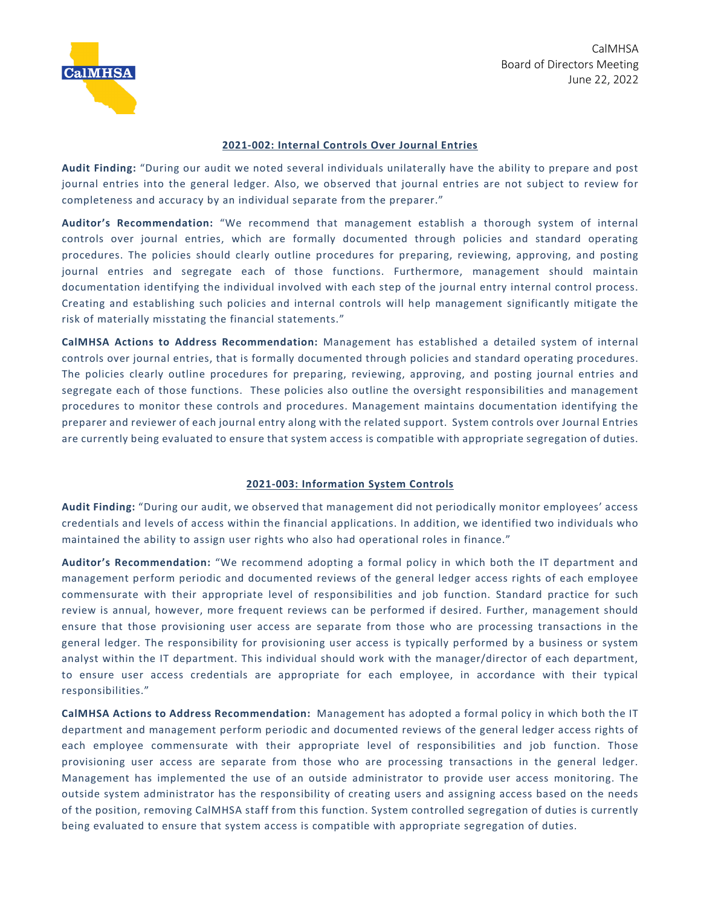## 2021-002: Internal Controls Over Journal Entries

**Audit Finding:** "During our audit we noted several individuals unilaterally have the ability to prepare and post journal entries into the general ledger. Also, we observed that journal entries are not subject to review for completeness and accuracy by an individual separate from the preparer."

**Auditor's Recommendation:** "We recommend that management establish a thorough system of internal controls over journal entries, which are formally documented through policies and standard operating procedures. The policies should clearly outline procedures for preparing, reviewing, approving, and posting journal entries and segregate each of those functions. Furthermore, management should maintain documentation identifying the individual involved with each step of the journal entry internal control process. Creating and establishing such policies and internal controls will help management significantly mitigate the risk of materially misstating the financial statements."

**CalMHSA Actions to Address Recommendation:** Management has established a detailed system of internal controls over journal entries, that is formally documented through policies and standard operating procedures. The policies clearly outline procedures for preparing, reviewing, approving, and posting journal entries and segregate each of those functions. These policies also outline the oversight responsibilities and management procedures to monitor these controls and procedures. Management maintains documentation identifying the preparer and reviewer of each journal entry along with the related support. System controls over Journal Entries are currently being evaluated to ensure that system access is compatible with appropriate segregation of duties.

## 2021-003: Information System Controls

**Audit Finding:** "During our audit, we observed that management did not periodically monitor employees' access credentials and levels of access within the financial applications. In addition, we identified two individuals who maintained the ability to assign user rights who also had operational roles in finance."

**Auditor's Recommendation:** "We recommend adopting a formal policy in which both the IT department and management perform periodic and documented reviews of the general ledger access rights of each employee commensurate with their appropriate level of responsibilities and job function. Standard practice for such review is annual, however, more frequent reviews can be performed if desired. Further, management should ensure that those provisioning user access are separate from those who are processing transactions in the general ledger. The responsibility for provisioning user access is typically performed by a business or system analyst within the IT department. This individual should work with the manager/director of each department, to ensure user access credentials are appropriate for each employee, in accordance with their typical responsibilities."

**CalMHSA Actions to Address Recommendation:** Management has adopted a formal policy in which both the IT department and management perform periodic and documented reviews of the general ledger access rights of each employee commensurate with their appropriate level of responsibilities and job function. Those provisioning user access are separate from those who are processing transactions in the general ledger. Management has implemented the use of an outside administrator to provide user access monitoring. The outside system administrator has the responsibility of creating users and assigning access based on the needs of the position, removing CalMHSA staff from this function. System controlled segregation of duties is currently being evaluated to ensure that system access is compatible with appropriate segregation of duties.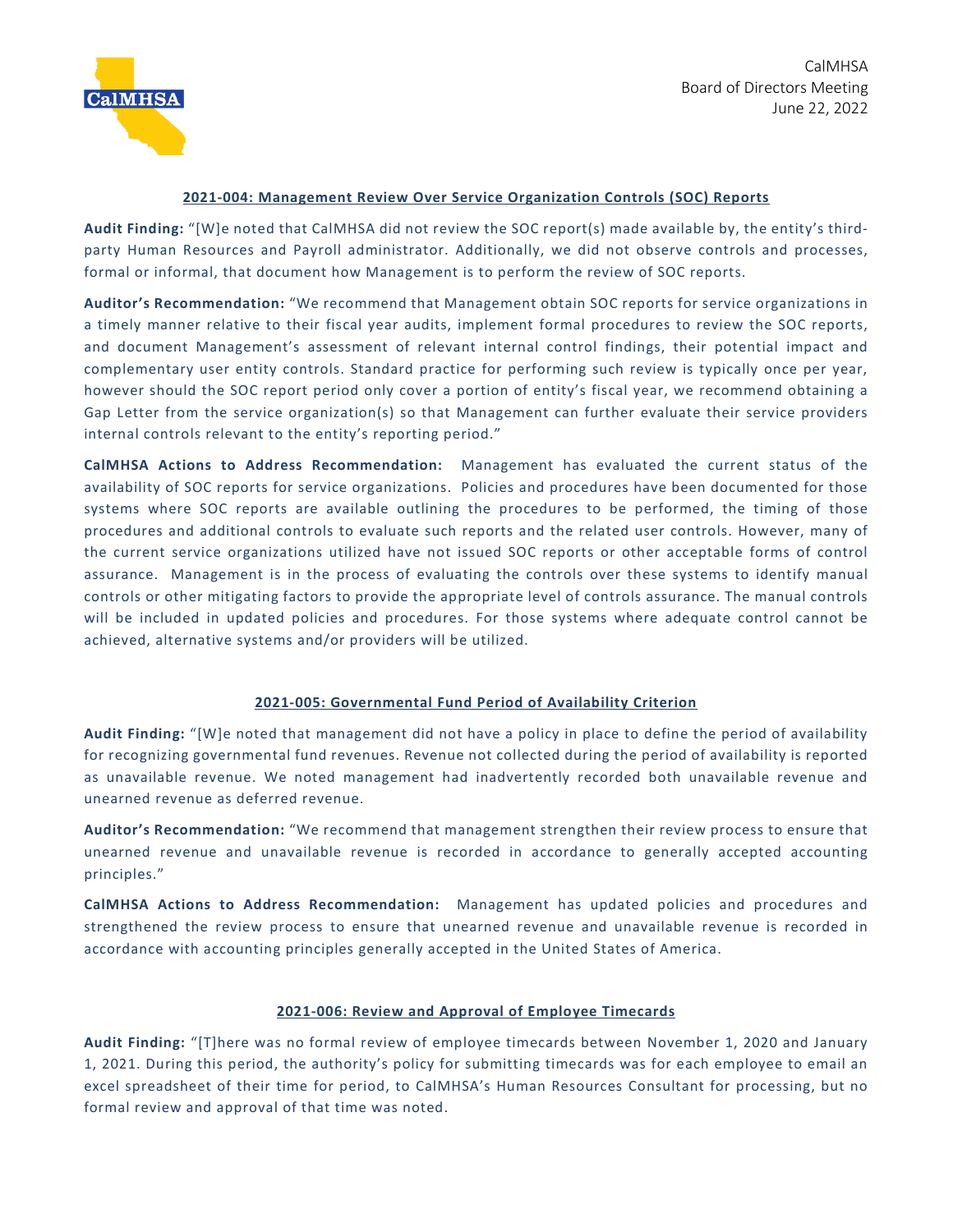## 2021-004: Management Review Over Service Organization Controls (SOC) Reports

**Audit Finding:** "[W]e noted that CalMHSA did not review the SOC report(s) made available by, the entity's third-party Human Resources and Payroll administrator. Additionally, we did not observe controls and processes, formal or informal, that document how Management is to perform the review of SOC reports.

**Auditor's Recommendation:** "We recommend that Management obtain SOC reports for service organizations in a timely manner relative to their fiscal year audits, implement formal procedures to review the SOC reports, and document Management's assessment of relevant internal control findings, their potential impact and complementary user entity controls. Standard practice for performing such review is typically once per year, however should the SOC report period only cover a portion of entity's fiscal year, we recommend obtaining a Gap Letter from the service organization(s) so that Management can further evaluate their service providers internal controls relevant to the entity's reporting period."

**CalMHSA Actions to Address Recommendation:** Management has evaluated the current status of the availability of SOC reports for service organizations. Policies and procedures have been documented for those systems where SOC reports are available outlining the procedures to be performed, the timing of those procedures and additional controls to evaluate such reports and the related user controls. However, many of the current service organizations utilized have not issued SOC reports or other acceptable forms of control assurance. Management is in the process of evaluating the controls over these systems to identify manual controls or other mitigating factors to provide the appropriate level of controls assurance. The manual controls will be included in updated policies and procedures. For those systems where adequate control cannot be achieved, alternative systems and/or providers will be utilized.

## 2021-005: Governmental Fund Period of Availability Criterion

**Audit Finding:** "[W]e noted that management did not have a policy in place to define the period of availability for recognizing governmental fund revenues. Revenue not collected during the period of availability is reported as unavailable revenue. We noted management had inadvertently recorded both unavailable revenue and unearned revenue as deferred revenue.

**Auditor's Recommendation:** "We recommend that management strengthen their review process to ensure that unearned revenue and unavailable revenue is recorded in accordance to generally accepted accounting principles."

**CalMHSA Actions to Address Recommendation:** Management has updated policies and procedures and strengthened the review process to ensure that unearned revenue and unavailable revenue is recorded in accordance with accounting principles generally accepted in the United States of America.

## 2021-006: Review and Approval of Employee Timecards

**Audit Finding:** "[T]here was no formal review of employee timecards between November 1, 2020 and January 1, 2021. During this period, the authority's policy for submitting timecards was for each employee to email an excel spreadsheet of their time for period, to CalMHSA's Human Resources Consultant for processing, but no formal review and approval of that time was noted.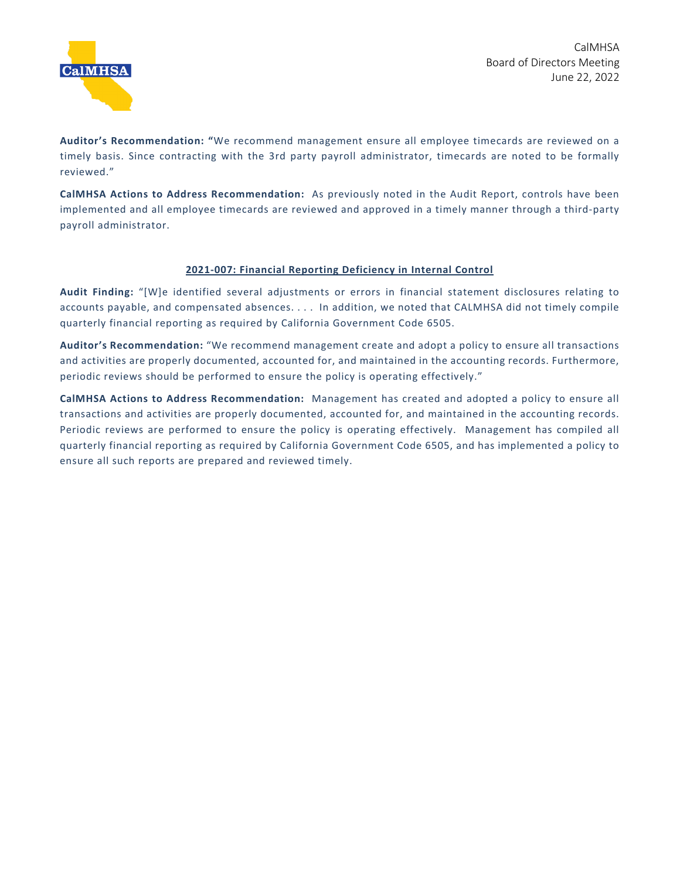**Auditor's Recommendation: "**We recommend management ensure all employee timecards are reviewed on a timely basis. Since contracting with the 3rd party payroll administrator, timecards are noted to be formally reviewed."

**CalMHSA Actions to Address Recommendation:** As previously noted in the Audit Report, controls have been implemented and all employee timecards are reviewed and approved in a timely manner through a third-party payroll administrator.

**2021-007: Financial Reporting Deficiency in Internal Control**

**Audit Finding:** "[W]e identified several adjustments or errors in financial statement disclosures relating to accounts payable, and compensated absences. . . . In addition, we noted that CALMHSA did not timely compile quarterly financial reporting as required by California Government Code 6505.

**Auditor's Recommendation:** "We recommend management create and adopt a policy to ensure all transactions and activities are properly documented, accounted for, and maintained in the accounting records. Furthermore, periodic reviews should be performed to ensure the policy is operating effectively."

**CalMHSA Actions to Address Recommendation:** Management has created and adopted a policy to ensure all transactions and activities are properly documented, accounted for, and maintained in the accounting records. Periodic reviews are performed to ensure the policy is operating effectively. Management has compiled all quarterly financial reporting as required by California Government Code 6505, and has implemented a policy to ensure all such reports are prepared and reviewed timely.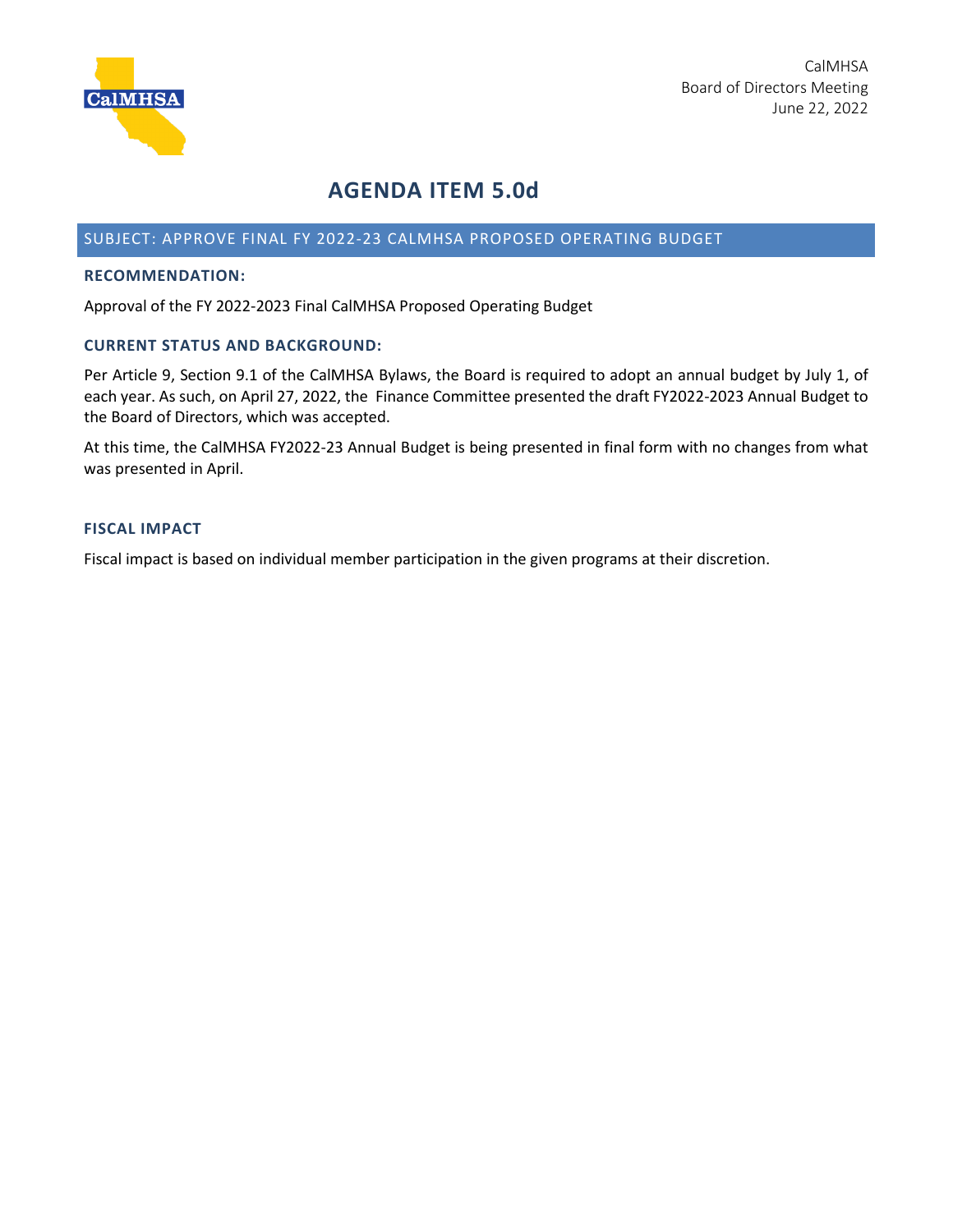CalMHSA
Board of Directors Meeting
June 22, 2022

# AGENDA ITEM 5.0d

## SUBJECT: APPROVE FINAL FY 2022-23 CALMHSA PROPOSED OPERATING BUDGET

### RECOMMENDATION:

Approval of the FY 2022-2023 Final CalMHSA Proposed Operating Budget

### CURRENT STATUS AND BACKGROUND:

Per Article 9, Section 9.1 of the CalMHSA Bylaws, the Board is required to adopt an annual budget by July 1, of each year. As such, on April 27, 2022, the Finance Committee presented the draft FY2022-2023 Annual Budget to the Board of Directors, which was accepted.

At this time, the CalMHSA FY2022-23 Annual Budget is being presented in final form with no changes from what was presented in April.

### FISCAL IMPACT

Fiscal impact is based on individual member participation in the given programs at their discretion.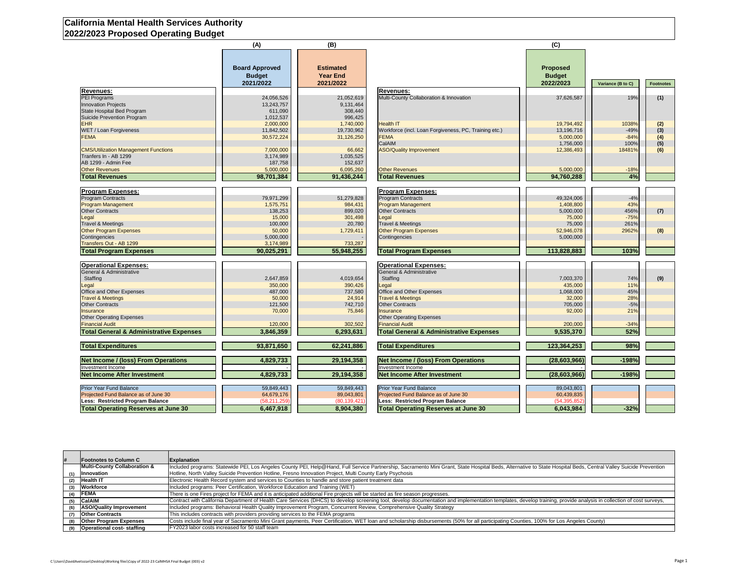# California Mental Health Services Authority
## 2022/2023 Proposed Operating Budget

| | (A) Board Approved Budget 2021/2022 | (B) Estimated Year End 2021/2022 | | (C) Proposed Budget 2022/2023 | Variance (B to C) | Footnotes |
|---|---|---|---|---|---|---|
| **Revenues:** | | | **Revenues:** | | | |
| PEI Programs | 24,056,526 | 21,052,619 | Multi-County Collaboration & Innovation | 37,626,587 | 19% | (1) |
| Innovation Projects | 13,243,757 | 9,131,464 | | | | |
| State Hospital Bed Program | 611,090 | 308,440 | | | | |
| Suicide Prevention Program | 1,012,537 | 996,425 | | | | |
| EHR | 2,000,000 | 1,740,000 | Health IT | 19,794,492 | 1038% | (2) |
| WET / Loan Forgiveness | 11,842,502 | 19,730,962 | Workforce (incl. Loan Forgiveness, PC, Training etc.) | 13,196,716 | -49% | (3) |
| FEMA | 30,572,224 | 31,126,250 | FEMA | 5,000,000 | -84% | (4) |
| | | | CalAIM | 1,756,000 | 100% | (5) |
| CMS/Utilization Management Functions | 7,000,000 | 66,662 | ASO/Quality Improvement | 12,386,493 | 18481% | (6) |
| Tranfers In - AB 1299 | 3,174,989 | 1,035,525 | | | | |
| AB 1299 - Admin Fee | 187,758 | 152,637 | | | | |
| Other Revenues | 5,000,000 | 6,095,260 | Other Revenues | 5,000,000 | -18% | |
| **Total Revenues** | **98,701,384** | **91,436,244** | **Total Revenues** | **94,760,288** | **4%** | |
| **Program Expenses:** | | | **Program Expenses:** | | | |
| Program Contracts | 79,971,299 | 51,279,828 | Program Contracts | 49,324,006 | -4% | |
| Program Management | 1,575,751 | 984,431 | Program Management | 1,408,800 | 43% | |
| Other Contracts | 138,253 | 899,020 | Other Contracts | 5,000,000 | 456% | (7) |
| Legal | 15,000 | 301,498 | Legal | 75,000 | -75% | |
| Travel & Meetings | 100,000 | 20,780 | Travel & Meetings | 75,000 | 261% | |
| Other Program Expenses | 50,000 | 1,729,411 | Other Program Expenses | 52,946,078 | 2962% | (8) |
| Contingencies | 5,000,000 | - | Contingencies | 5,000,000 | | |
| Transfers Out - AB 1299 | 3,174,989 | 733,287 | | | | |
| **Total Program Expenses** | **90,025,291** | **55,948,255** | **Total Program Expenses** | **113,828,883** | **103%** | |
| **Operational Expenses:** | | | **Operational Expenses:** | | | |
| General & Administrative | | | General & Administrative | | | |
| Staffing | 2,647,859 | 4,019,654 | Staffing | 7,003,370 | 74% | (9) |
| Legal | 350,000 | 390,426 | Legal | 435,000 | 11% | |
| Office and Other Expenses | 487,000 | 737,580 | Office and Other Expenses | 1,068,000 | 45% | |
| Travel & Meetings | 50,000 | 24,914 | Travel & Meetings | 32,000 | 28% | |
| Other Contracts | 121,500 | 742,710 | Other Contracts | 705,000 | -5% | |
| Insurance | 70,000 | 75,846 | Insurance | 92,000 | 21% | |
| Other Operating Expenses | | | Other Operating Expenses | | | |
| Financial Audit | 120,000 | 302,502 | Financial Audit | 200,000 | -34% | |
| **Total General & Administrative Expenses** | **3,846,359** | **6,293,631** | **Total General & Administrative Expenses** | **9,535,370** | **52%** | |
| **Total Expenditures** | **93,871,650** | **62,241,886** | **Total Expenditures** | **123,364,253** | **98%** | |
| **Net Income / (loss) From Operations** | **4,829,733** | **29,194,358** | **Net Income / (loss) From Operations** | **(28,603,966)** | **-198%** | |
| Investment Income | - | - | Investment Income | - | | |
| **Net Income After Investment** | **4,829,733** | **29,194,358** | **Net Income After Investment** | **(28,603,966)** | **-198%** | |
| Prior Year Fund Balance | 59,849,443 | 59,849,443 | Prior Year Fund Balance | 89,043,801 | | |
| Projected Fund Balance as of June 30 | 64,679,176 | 89,043,801 | Projected Fund Balance as of June 30 | 60,439,835 | | |
| **Less: Restricted Program Balance** | (58,211,259) | (80,139,421) | **Less: Restricted Program Balance** | (54,395,852) | | |
| **Total Operating Reserves at June 30** | **6,467,918** | **8,904,380** | **Total Operating Reserves at June 30** | **6,043,984** | **-32%** | |

| # | Footnotes to Column C | Explanation |
|---|---|---|
| (1) | Multi-County Collaboration & Innovation | Included programs: Statewide PEI, Los Angeles County PEI, Help@Hand, Full Service Partnership, Sacramento Mini Grant, State Hospital Beds, Alternative to State Hospital Beds, Central Valley Suicide Prevention Hotline, North Valley Suicide Prevention Hotline, Fresno Innovation Project, Multi County Early Psychosis |
| (2) | Health IT | Electronic Health Record system and services to Counties to handle and store patient treatment data |
| (3) | Workforce | Included programs: Peer Certification, Workforce Education and Training (WET) |
| (4) | FEMA | There is one Fires project for FEMA and it is anticipated additional Fire projects will be started as fire season progresses. |
| (5) | CalAIM | Contract with California Department of Health Care Services (DHCS) to develop screening tool, develop documentation and implementation templates, develop training, provide analysis in collection of cost surveys, |
| (6) | ASO/Quality Improvement | Included programs: Behavioral Health Quality Improvement Program, Concurrent Review, Comprehensive Quality Strategy |
| (7) | Other Contracts | This includes contracts with providers providing services to the FEMA programs |
| (8) | Other Program Expenses | Costs include final year of Sacramento Mini Grant payments, Peer Certification, WET loan and scholarship disbursements (50% for all participating Counties, 100% for Los Angeles County) |
| (9) | Operational cost- staffing | FY2023 labor costs increased for 50 staff team |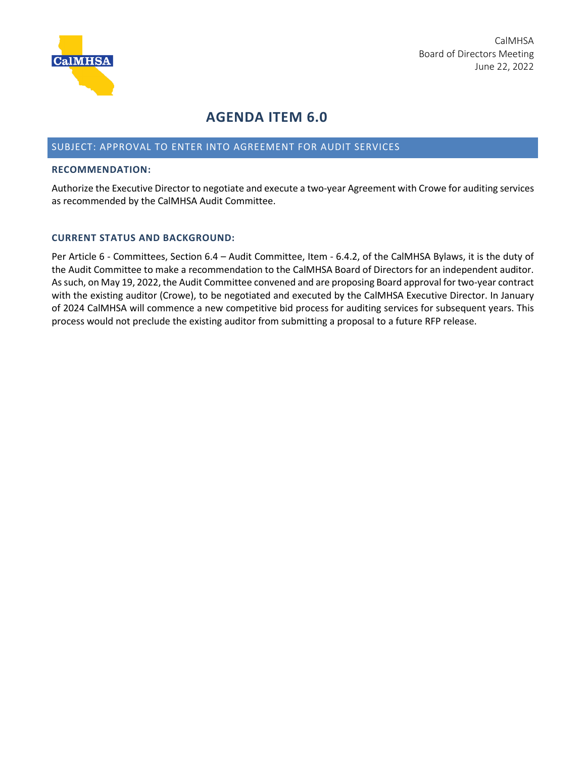CalMHSA
Board of Directors Meeting
June 22, 2022

# AGENDA ITEM 6.0

## SUBJECT: APPROVAL TO ENTER INTO AGREEMENT FOR AUDIT SERVICES

### RECOMMENDATION:

Authorize the Executive Director to negotiate and execute a two-year Agreement with Crowe for auditing services as recommended by the CalMHSA Audit Committee.

### CURRENT STATUS AND BACKGROUND:

Per Article 6 - Committees, Section 6.4 – Audit Committee, Item - 6.4.2, of the CalMHSA Bylaws, it is the duty of the Audit Committee to make a recommendation to the CalMHSA Board of Directors for an independent auditor. As such, on May 19, 2022, the Audit Committee convened and are proposing Board approval for two-year contract with the existing auditor (Crowe), to be negotiated and executed by the CalMHSA Executive Director. In January of 2024 CalMHSA will commence a new competitive bid process for auditing services for subsequent years. This process would not preclude the existing auditor from submitting a proposal to a future RFP release.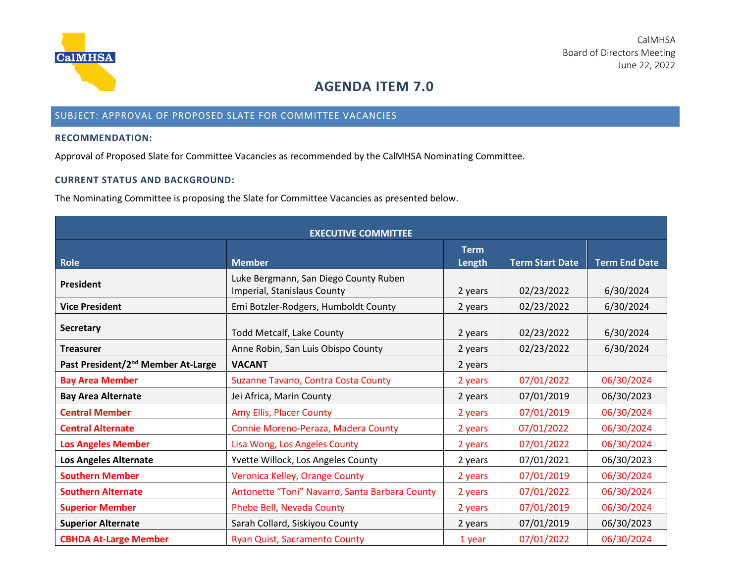CalMHSA
Board of Directors Meeting
June 22, 2022

# AGENDA ITEM 7.0

## SUBJECT: APPROVAL OF PROPOSED SLATE FOR COMMITTEE VACANCIES

### RECOMMENDATION:

Approval of Proposed Slate for Committee Vacancies as recommended by the CalMHSA Nominating Committee.

### CURRENT STATUS AND BACKGROUND:

The Nominating Committee is proposing the Slate for Committee Vacancies as presented below.

| EXECUTIVE COMMITTEE | | | | |
|---|---|---|---|---|
| **Role** | **Member** | **Term Length** | **Term Start Date** | **Term End Date** |
| **President** | Luke Bergmann, San Diego County Ruben Imperial, Stanislaus County | 2 years | 02/23/2022 | 6/30/2024 |
| **Vice President** | Emi Botzler-Rodgers, Humboldt County | 2 years | 02/23/2022 | 6/30/2024 |
| **Secretary** | Todd Metcalf, Lake County | 2 years | 02/23/2022 | 6/30/2024 |
| **Treasurer** | Anne Robin, San Luis Obispo County | 2 years | 02/23/2022 | 6/30/2024 |
| **Past President/2nd Member At-Large** | **VACANT** | 2 years | | |
| **Bay Area Member** | Suzanne Tavano, Contra Costa County | 2 years | 07/01/2022 | 06/30/2024 |
| **Bay Area Alternate** | Jei Africa, Marin County | 2 years | 07/01/2019 | 06/30/2023 |
| **Central Member** | Amy Ellis, Placer County | 2 years | 07/01/2019 | 06/30/2024 |
| **Central Alternate** | Connie Moreno-Peraza, Madera County | 2 years | 07/01/2022 | 06/30/2024 |
| **Los Angeles Member** | Lisa Wong, Los Angeles County | 2 years | 07/01/2022 | 06/30/2024 |
| **Los Angeles Alternate** | Yvette Willock, Los Angeles County | 2 years | 07/01/2021 | 06/30/2023 |
| **Southern Member** | Veronica Kelley, Orange County | 2 years | 07/01/2019 | 06/30/2024 |
| **Southern Alternate** | Antonette "Toni" Navarro, Santa Barbara County | 2 years | 07/01/2022 | 06/30/2024 |
| **Superior Member** | Phebe Bell, Nevada County | 2 years | 07/01/2019 | 06/30/2024 |
| **Superior Alternate** | Sarah Collard, Siskiyou County | 2 years | 07/01/2019 | 06/30/2023 |
| **CBHDA At-Large Member** | Ryan Quist, Sacramento County | 1 year | 07/01/2022 | 06/30/2024 |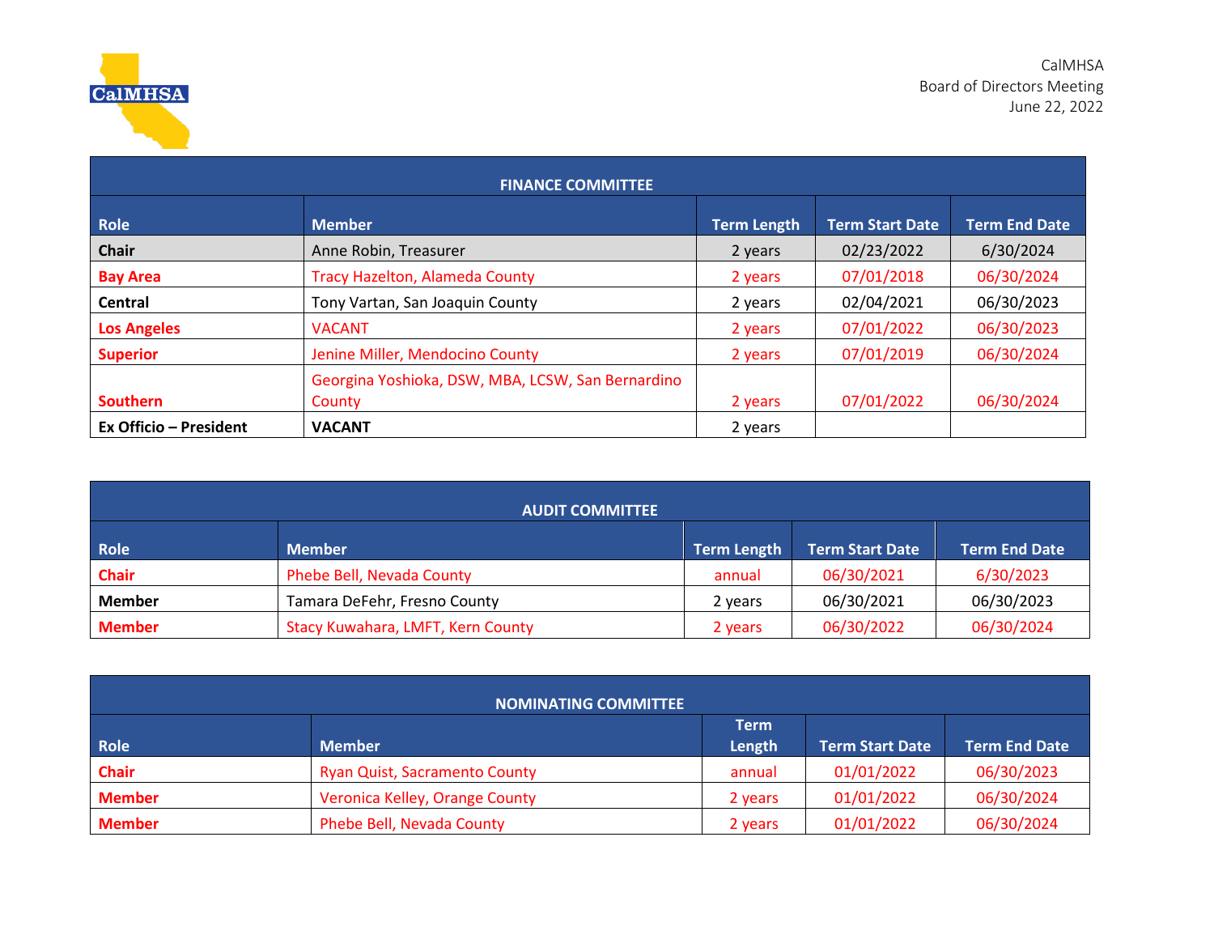CalMHSA
Board of Directors Meeting
June 22, 2022

| FINANCE COMMITTEE | | | | |
|---|---|---|---|---|
| **Role** | **Member** | **Term Length** | **Term Start Date** | **Term End Date** |
| **Chair** | Anne Robin, Treasurer | 2 years | 02/23/2022 | 6/30/2024 |
| **Bay Area** | Tracy Hazelton, Alameda County | 2 years | 07/01/2018 | 06/30/2024 |
| **Central** | Tony Vartan, San Joaquin County | 2 years | 02/04/2021 | 06/30/2023 |
| **Los Angeles** | VACANT | 2 years | 07/01/2022 | 06/30/2023 |
| **Superior** | Jenine Miller, Mendocino County | 2 years | 07/01/2019 | 06/30/2024 |
| **Southern** | Georgina Yoshioka, DSW, MBA, LCSW, San Bernardino County | 2 years | 07/01/2022 | 06/30/2024 |
| **Ex Officio – President** | **VACANT** | 2 years | | |

| AUDIT COMMITTEE | | | | |
|---|---|---|---|---|
| **Role** | **Member** | **Term Length** | **Term Start Date** | **Term End Date** |
| **Chair** | Phebe Bell, Nevada County | annual | 06/30/2021 | 6/30/2023 |
| **Member** | Tamara DeFehr, Fresno County | 2 years | 06/30/2021 | 06/30/2023 |
| **Member** | Stacy Kuwahara, LMFT, Kern County | 2 years | 06/30/2022 | 06/30/2024 |

| NOMINATING COMMITTEE | | | | |
|---|---|---|---|---|
| **Role** | **Member** | **Term Length** | **Term Start Date** | **Term End Date** |
| **Chair** | Ryan Quist, Sacramento County | annual | 01/01/2022 | 06/30/2023 |
| **Member** | Veronica Kelley, Orange County | 2 years | 01/01/2022 | 06/30/2024 |
| **Member** | Phebe Bell, Nevada County | 2 years | 01/01/2022 | 06/30/2024 |